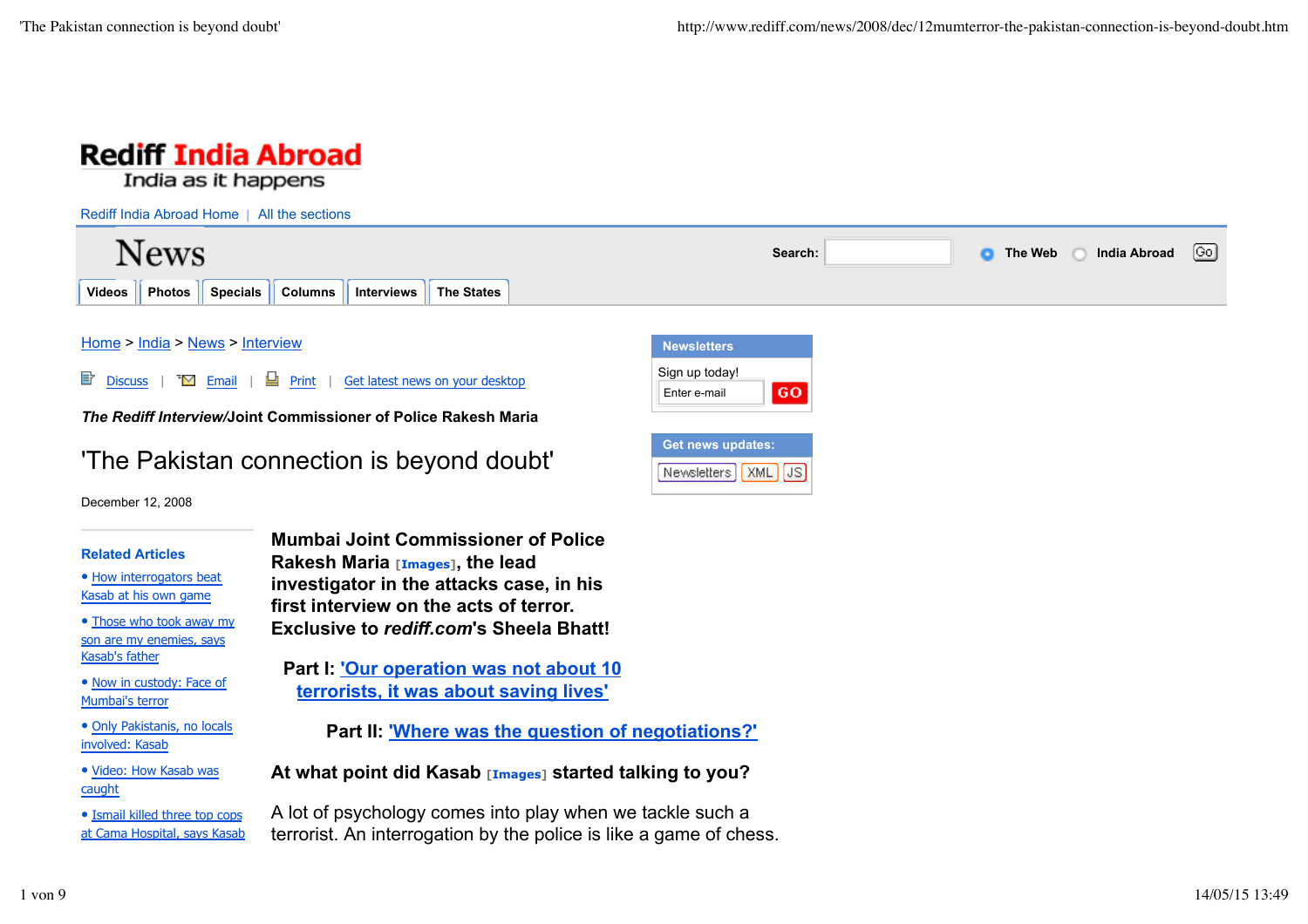# Rediff India Abroad

India as it happens

Rediff India Abroad Home | All the sections

## News

Videos | Photos | Specials | Columns | Interviews | The States

Search: The Web India Abroad Go

Home > India > News > Interview

Discuss | Email | Print | Get latest news on your desktop

***The Rediff Interview*/Joint Commissioner of Police Rakesh Maria**

# 'The Pakistan connection is beyond doubt'

December 12, 2008

**Related Articles**

- How interrogators beat Kasab at his own game
- Those who took away my son are my enemies, says Kasab's father
- Now in custody: Face of Mumbai's terror
- Only Pakistanis, no locals involved: Kasab
- Video: How Kasab was caught
- Ismail killed three top cops at Cama Hospital, says Kasab

**Mumbai Joint Commissioner of Police Rakesh Maria [Images], the lead investigator in the attacks case, in his first interview on the acts of terror. Exclusive to *rediff.com*'s Sheela Bhatt!**

**Part I: 'Our operation was not about 10 terrorists, it was about saving lives'**

**Part II: 'Where was the question of negotiations?'**

**At what point did Kasab [Images] started talking to you?**

A lot of psychology comes into play when we tackle such a terrorist. An interrogation by the police is like a game of chess.

**Newsletters**

Sign up today!

Enter e-mail GO

**Get news updates:**

Newsletters XML JS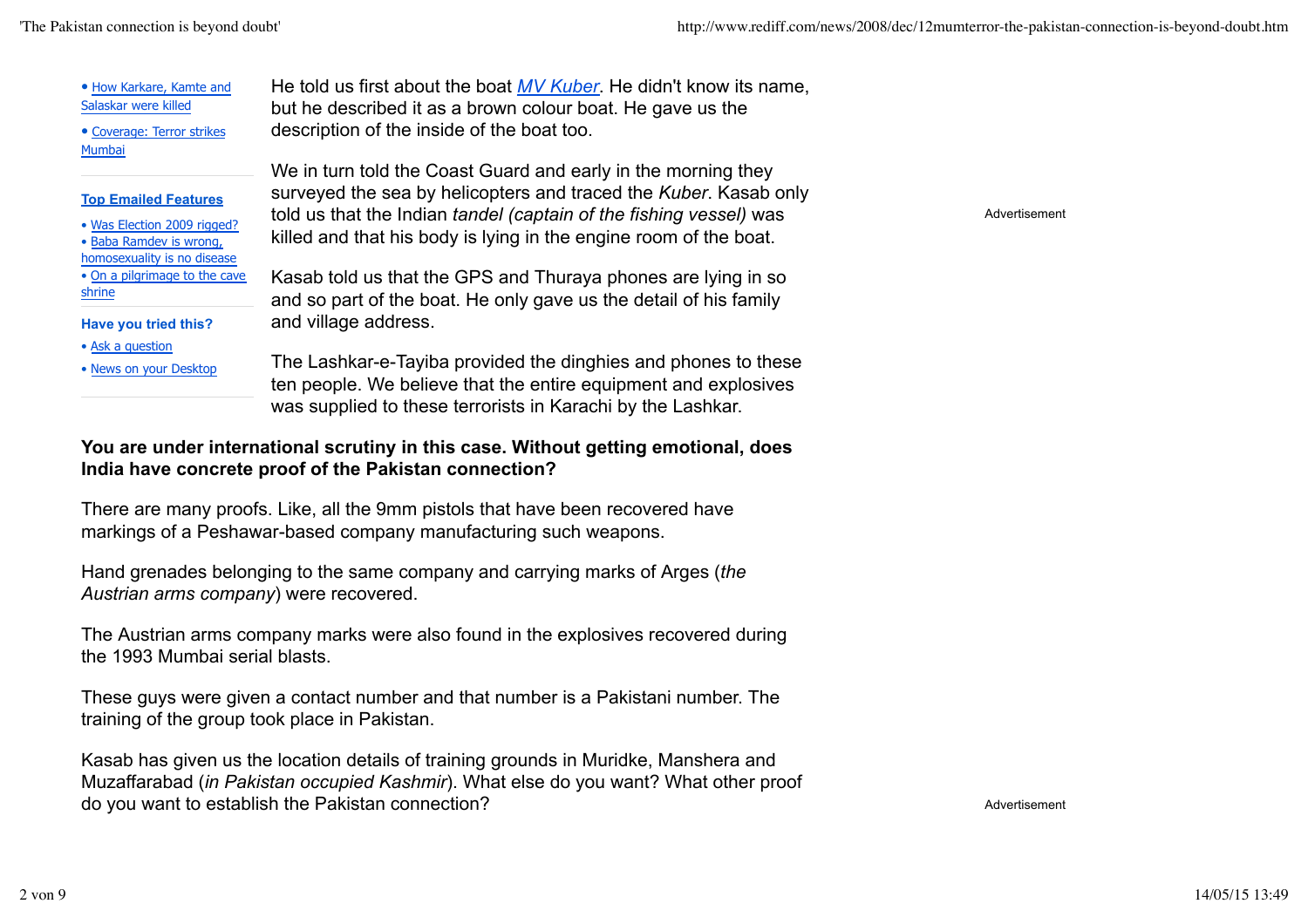He told us first about the boat *MV Kuber*. He didn't know its name, but he described it as a brown colour boat. He gave us the description of the inside of the boat too.

We in turn told the Coast Guard and early in the morning they surveyed the sea by helicopters and traced the *Kuber*. Kasab only told us that the Indian *tandel (captain of the fishing vessel)* was killed and that his body is lying in the engine room of the boat.

Kasab told us that the GPS and Thuraya phones are lying in so and so part of the boat. He only gave us the detail of his family and village address.

The Lashkar-e-Tayiba provided the dinghies and phones to these ten people. We believe that the entire equipment and explosives was supplied to these terrorists in Karachi by the Lashkar.

**You are under international scrutiny in this case. Without getting emotional, does India have concrete proof of the Pakistan connection?**

There are many proofs. Like, all the 9mm pistols that have been recovered have markings of a Peshawar-based company manufacturing such weapons.

Hand grenades belonging to the same company and carrying marks of Arges (*the Austrian arms company*) were recovered.

The Austrian arms company marks were also found in the explosives recovered during the 1993 Mumbai serial blasts.

These guys were given a contact number and that number is a Pakistani number. The training of the group took place in Pakistan.

Kasab has given us the location details of training grounds in Muridke, Manshera and Muzaffarabad (*in Pakistan occupied Kashmir*). What else do you want? What other proof do you want to establish the Pakistan connection?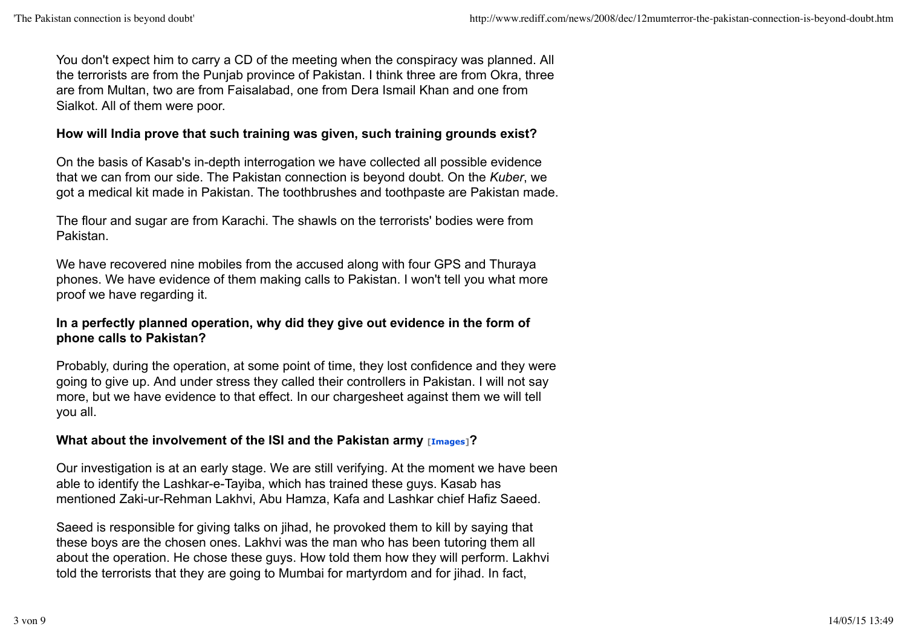You don't expect him to carry a CD of the meeting when the conspiracy was planned. All the terrorists are from the Punjab province of Pakistan. I think three are from Okra, three are from Multan, two are from Faisalabad, one from Dera Ismail Khan and one from Sialkot. All of them were poor.

**How will India prove that such training was given, such training grounds exist?**

On the basis of Kasab's in-depth interrogation we have collected all possible evidence that we can from our side. The Pakistan connection is beyond doubt. On the *Kuber*, we got a medical kit made in Pakistan. The toothbrushes and toothpaste are Pakistan made.

The flour and sugar are from Karachi. The shawls on the terrorists' bodies were from Pakistan.

We have recovered nine mobiles from the accused along with four GPS and Thuraya phones. We have evidence of them making calls to Pakistan. I won't tell you what more proof we have regarding it.

**In a perfectly planned operation, why did they give out evidence in the form of phone calls to Pakistan?**

Probably, during the operation, at some point of time, they lost confidence and they were going to give up. And under stress they called their controllers in Pakistan. I will not say more, but we have evidence to that effect. In our chargesheet against them we will tell you all.

**What about the involvement of the ISI and the Pakistan army [Images]?**

Our investigation is at an early stage. We are still verifying. At the moment we have been able to identify the Lashkar-e-Tayiba, which has trained these guys. Kasab has mentioned Zaki-ur-Rehman Lakhvi, Abu Hamza, Kafa and Lashkar chief Hafiz Saeed.

Saeed is responsible for giving talks on jihad, he provoked them to kill by saying that these boys are the chosen ones. Lakhvi was the man who has been tutoring them all about the operation. He chose these guys. How told them how they will perform. Lakhvi told the terrorists that they are going to Mumbai for martyrdom and for jihad. In fact,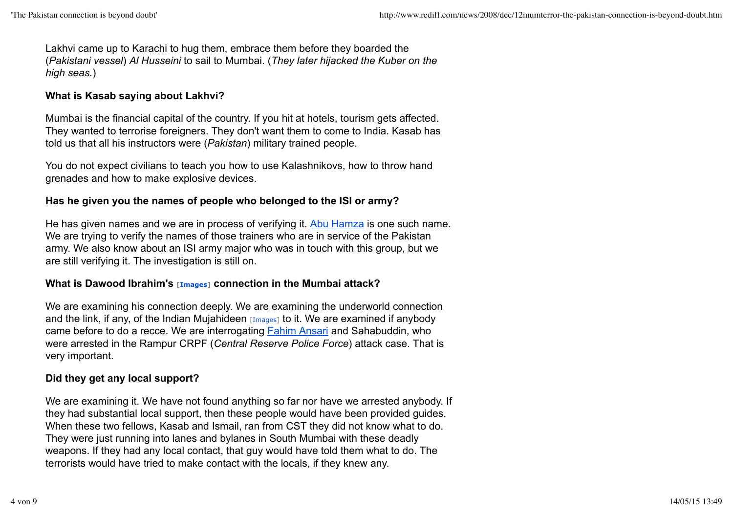Lakhvi came up to Karachi to hug them, embrace them before they boarded the (*Pakistani vessel*) *Al Husseini* to sail to Mumbai. (*They later hijacked the Kuber on the high seas.*)

**What is Kasab saying about Lakhvi?**

Mumbai is the financial capital of the country. If you hit at hotels, tourism gets affected. They wanted to terrorise foreigners. They don't want them to come to India. Kasab has told us that all his instructors were (*Pakistan*) military trained people.

You do not expect civilians to teach you how to use Kalashnikovs, how to throw hand grenades and how to make explosive devices.

**Has he given you the names of people who belonged to the ISI or army?**

He has given names and we are in process of verifying it. Abu Hamza is one such name. We are trying to verify the names of those trainers who are in service of the Pakistan army. We also know about an ISI army major who was in touch with this group, but we are still verifying it. The investigation is still on.

**What is Dawood Ibrahim's [Images] connection in the Mumbai attack?**

We are examining his connection deeply. We are examining the underworld connection and the link, if any, of the Indian Mujahideen [Images] to it. We are examined if anybody came before to do a recce. We are interrogating Fahim Ansari and Sahabuddin, who were arrested in the Rampur CRPF (*Central Reserve Police Force*) attack case. That is very important.

**Did they get any local support?**

We are examining it. We have not found anything so far nor have we arrested anybody. If they had substantial local support, then these people would have been provided guides. When these two fellows, Kasab and Ismail, ran from CST they did not know what to do. They were just running into lanes and bylanes in South Mumbai with these deadly weapons. If they had any local contact, that guy would have told them what to do. The terrorists would have tried to make contact with the locals, if they knew any.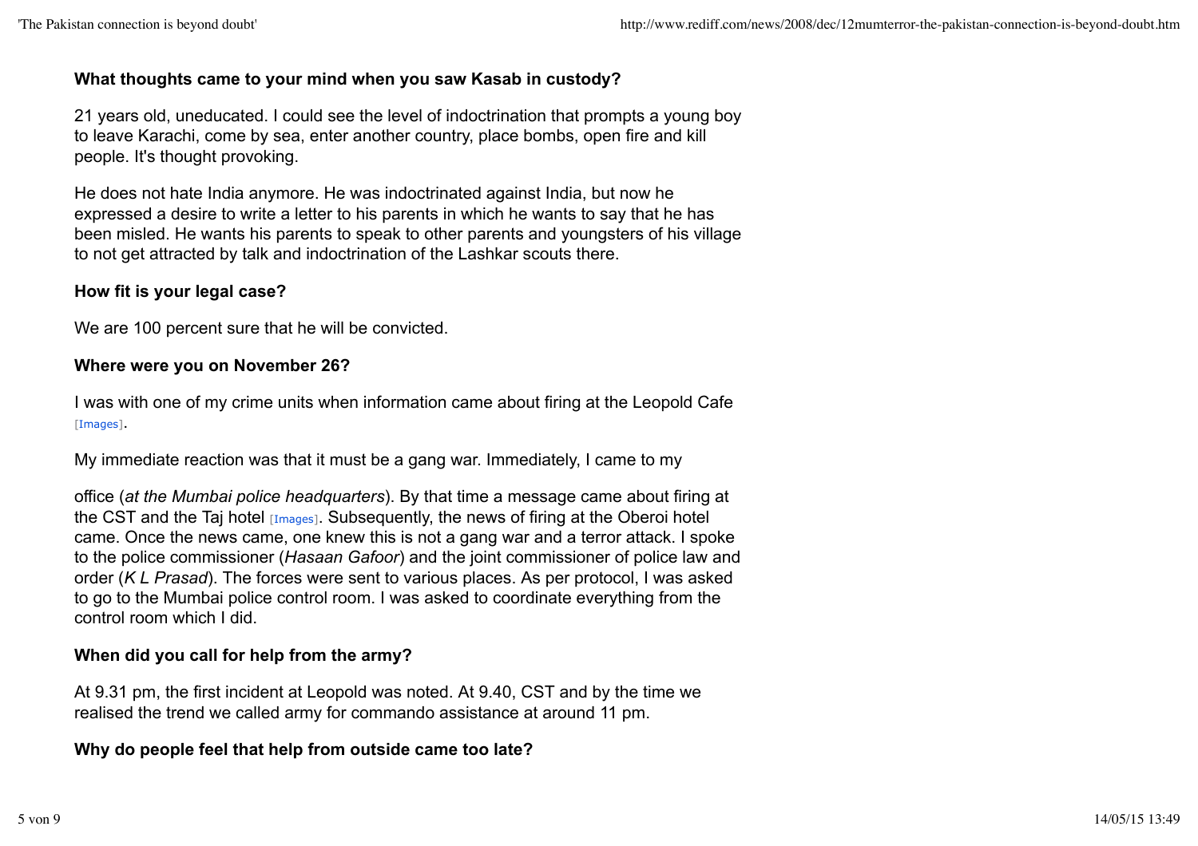**What thoughts came to your mind when you saw Kasab in custody?**

21 years old, uneducated. I could see the level of indoctrination that prompts a young boy to leave Karachi, come by sea, enter another country, place bombs, open fire and kill people. It's thought provoking.

He does not hate India anymore. He was indoctrinated against India, but now he expressed a desire to write a letter to his parents in which he wants to say that he has been misled. He wants his parents to speak to other parents and youngsters of his village to not get attracted by talk and indoctrination of the Lashkar scouts there.

**How fit is your legal case?**

We are 100 percent sure that he will be convicted.

**Where were you on November 26?**

I was with one of my crime units when information came about firing at the Leopold Cafe [Images].

My immediate reaction was that it must be a gang war. Immediately, I came to my office (*at the Mumbai police headquarters*). By that time a message came about firing at the CST and the Taj hotel [Images]. Subsequently, the news of firing at the Oberoi hotel came. Once the news came, one knew this is not a gang war and a terror attack. I spoke to the police commissioner (*Hasaan Gafoor*) and the joint commissioner of police law and order (*K L Prasad*). The forces were sent to various places. As per protocol, I was asked to go to the Mumbai police control room. I was asked to coordinate everything from the control room which I did.

**When did you call for help from the army?**

At 9.31 pm, the first incident at Leopold was noted. At 9.40, CST and by the time we realised the trend we called army for commando assistance at around 11 pm.

**Why do people feel that help from outside came too late?**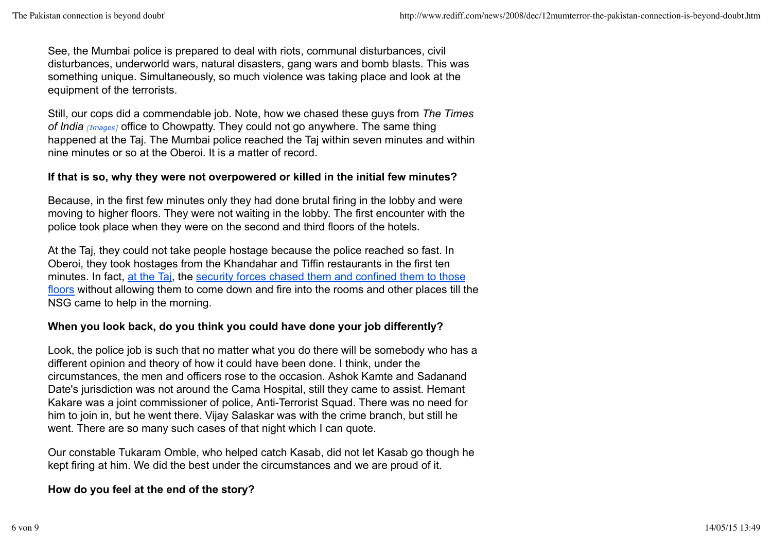See, the Mumbai police is prepared to deal with riots, communal disturbances, civil disturbances, underworld wars, natural disasters, gang wars and bomb blasts. This was something unique. Simultaneously, so much violence was taking place and look at the equipment of the terrorists.

Still, our cops did a commendable job. Note, how we chased these guys from *The Times of India* [Images] office to Chowpatty. They could not go anywhere. The same thing happened at the Taj. The Mumbai police reached the Taj within seven minutes and within nine minutes or so at the Oberoi. It is a matter of record.

**If that is so, why they were not overpowered or killed in the initial few minutes?**

Because, in the first few minutes only they had done brutal firing in the lobby and were moving to higher floors. They were not waiting in the lobby. The first encounter with the police took place when they were on the second and third floors of the hotels.

At the Taj, they could not take people hostage because the police reached so fast. In Oberoi, they took hostages from the Khandahar and Tiffin restaurants in the first ten minutes. In fact, at the Taj, the security forces chased them and confined them to those floors without allowing them to come down and fire into the rooms and other places till the NSG came to help in the morning.

**When you look back, do you think you could have done your job differently?**

Look, the police job is such that no matter what you do there will be somebody who has a different opinion and theory of how it could have been done. I think, under the circumstances, the men and officers rose to the occasion. Ashok Kamte and Sadanand Date's jurisdiction was not around the Cama Hospital, still they came to assist. Hemant Kakare was a joint commissioner of police, Anti-Terrorist Squad. There was no need for him to join in, but he went there. Vijay Salaskar was with the crime branch, but still he went. There are so many such cases of that night which I can quote.

Our constable Tukaram Omble, who helped catch Kasab, did not let Kasab go though he kept firing at him. We did the best under the circumstances and we are proud of it.

**How do you feel at the end of the story?**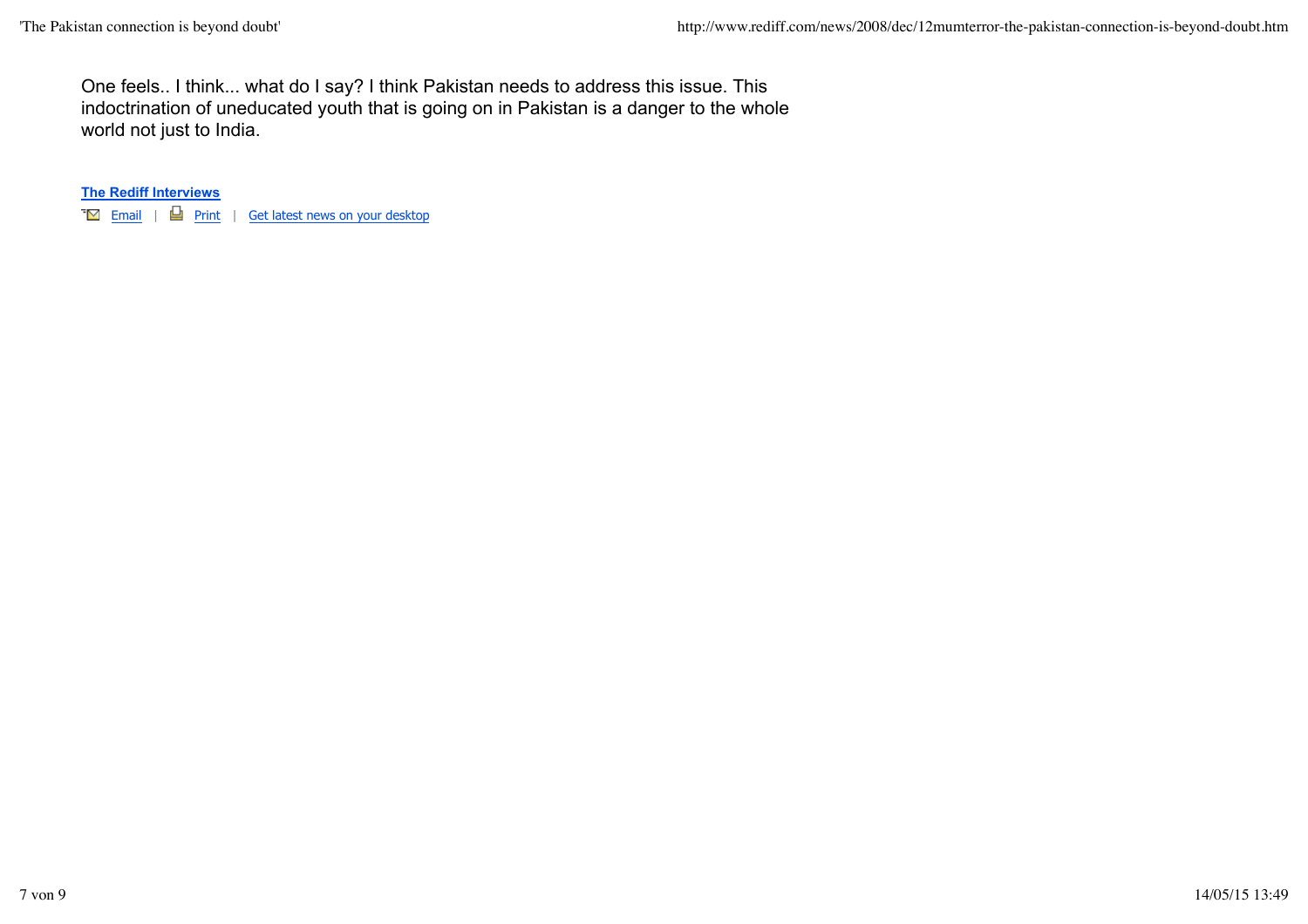One feels.. I think... what do I say? I think Pakistan needs to address this issue. This indoctrination of uneducated youth that is going on in Pakistan is a danger to the whole world not just to India.

**The Rediff Interviews**

Email | Print | Get latest news on your desktop